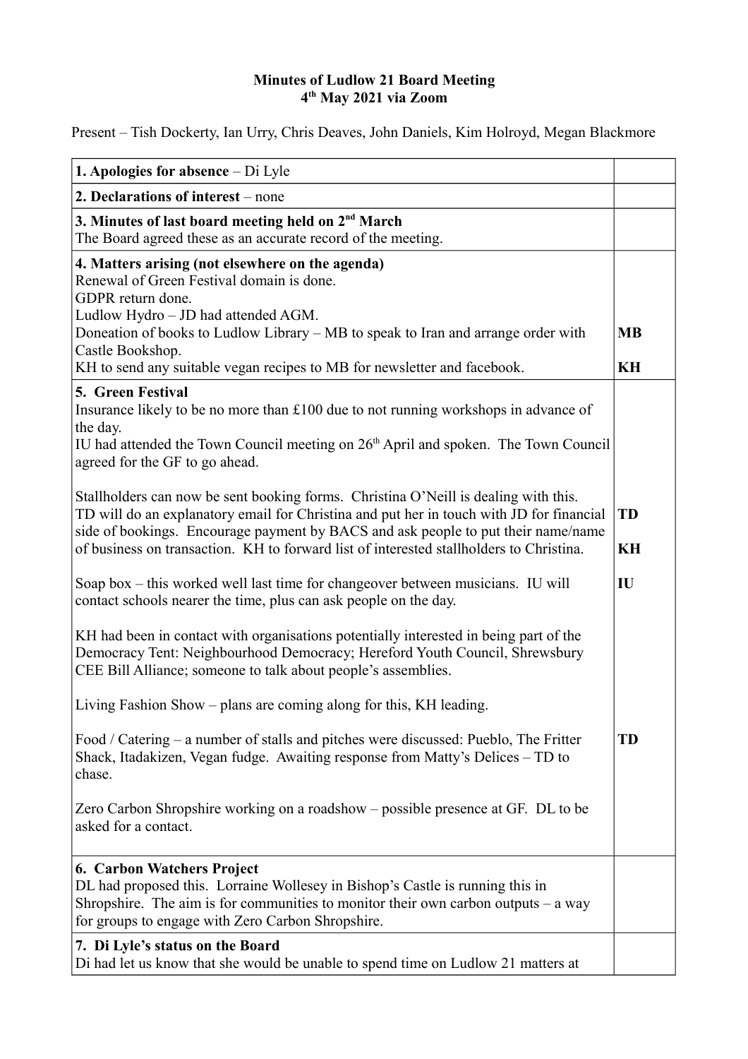**Minutes of Ludlow 21 Board Meeting**
**4th May 2021 via Zoom**

Present – Tish Dockerty, Ian Urry, Chris Deaves, John Daniels, Kim Holroyd, Megan Blackmore

| | |
|---|---|
| **1. Apologies for absence** – Di Lyle | |
| **2. Declarations of interest** – none | |
| **3. Minutes of last board meeting held on 2nd March**<br>The Board agreed these as an accurate record of the meeting. | |
| **4. Matters arising (not elsewhere on the agenda)**<br>Renewal of Green Festival domain is done.<br>GDPR return done.<br>Ludlow Hydro – JD had attended AGM.<br>Doneation of books to Ludlow Library – MB to speak to Iran and arrange order with Castle Bookshop.<br>KH to send any suitable vegan recipes to MB for newsletter and facebook. | **MB**<br><br>**KH** |
| **5. Green Festival**<br>Insurance likely to be no more than £100 due to not running workshops in advance of the day.<br>IU had attended the Town Council meeting on 26th April and spoken. The Town Council agreed for the GF to go ahead.<br><br>Stallholders can now be sent booking forms. Christina O'Neill is dealing with this. TD will do an explanatory email for Christina and put her in touch with JD for financial side of bookings. Encourage payment by BACS and ask people to put their name/name of business on transaction. KH to forward list of interested stallholders to Christina.<br><br>Soap box – this worked well last time for changeover between musicians. IU will contact schools nearer the time, plus can ask people on the day.<br><br>KH had been in contact with organisations potentially interested in being part of the Democracy Tent: Neighbourhood Democracy; Hereford Youth Council, Shrewsbury CEE Bill Alliance; someone to talk about people's assemblies.<br><br>Living Fashion Show – plans are coming along for this, KH leading.<br><br>Food / Catering – a number of stalls and pitches were discussed: Pueblo, The Fritter Shack, Itadakizen, Vegan fudge. Awaiting response from Matty's Delices – TD to chase.<br><br>Zero Carbon Shropshire working on a roadshow – possible presence at GF. DL to be asked for a contact. | **TD**<br><br>**KH**<br><br>**IU**<br><br><br><br><br>**TD** |
| **6. Carbon Watchers Project**<br>DL had proposed this. Lorraine Wollesey in Bishop's Castle is running this in Shropshire. The aim is for communities to monitor their own carbon outputs – a way for groups to engage with Zero Carbon Shropshire. | |
| **7. Di Lyle's status on the Board**<br>Di had let us know that she would be unable to spend time on Ludlow 21 matters at | |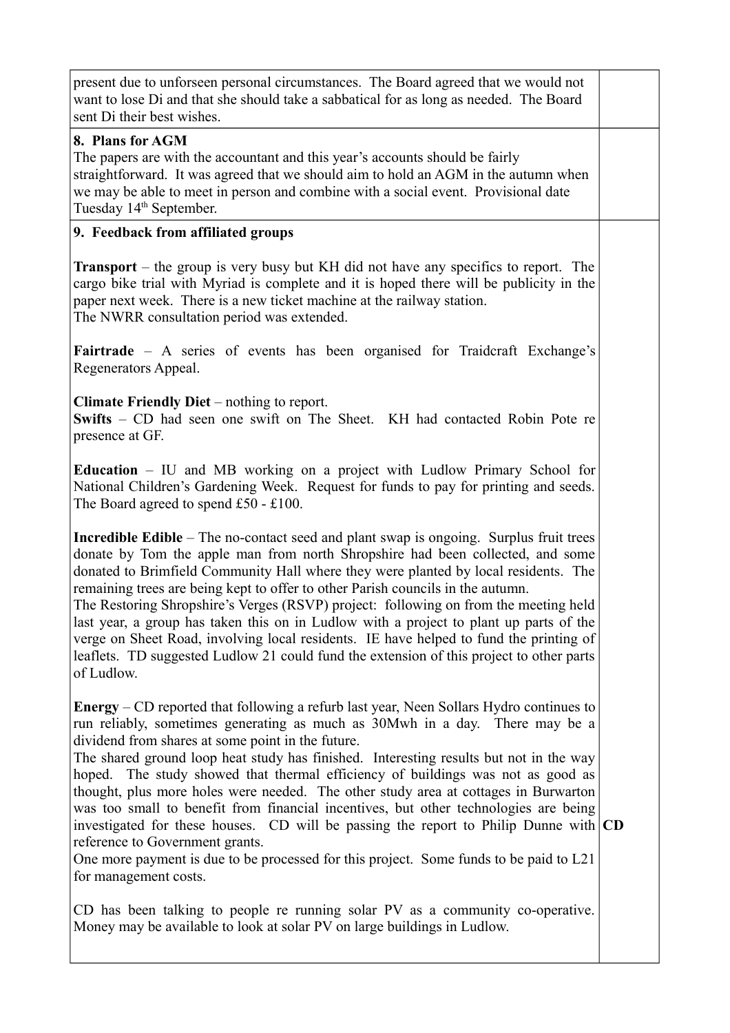| | |
|---|---|
| present due to unforseen personal circumstances. The Board agreed that we would not want to lose Di and that she should take a sabbatical for as long as needed. The Board sent Di their best wishes. | |
| **8. Plans for AGM**<br>The papers are with the accountant and this year's accounts should be fairly straightforward. It was agreed that we should aim to hold an AGM in the autumn when we may be able to meet in person and combine with a social event. Provisional date Tuesday 14th September. | |
| **9. Feedback from affiliated groups**<br><br>**Transport** – the group is very busy but KH did not have any specifics to report. The cargo bike trial with Myriad is complete and it is hoped there will be publicity in the paper next week. There is a new ticket machine at the railway station.<br>The NWRR consultation period was extended.<br><br>**Fairtrade** – A series of events has been organised for Traidcraft Exchange's Regenerators Appeal.<br><br>**Climate Friendly Diet** – nothing to report.<br>**Swifts** – CD had seen one swift on The Sheet. KH had contacted Robin Pote re presence at GF.<br><br>**Education** – IU and MB working on a project with Ludlow Primary School for National Children's Gardening Week. Request for funds to pay for printing and seeds. The Board agreed to spend £50 - £100.<br><br>**Incredible Edible** – The no-contact seed and plant swap is ongoing. Surplus fruit trees donate by Tom the apple man from north Shropshire had been collected, and some donated to Brimfield Community Hall where they were planted by local residents. The remaining trees are being kept to offer to other Parish councils in the autumn.<br>The Restoring Shropshire's Verges (RSVP) project: following on from the meeting held last year, a group has taken this on in Ludlow with a project to plant up parts of the verge on Sheet Road, involving local residents. IE have helped to fund the printing of leaflets. TD suggested Ludlow 21 could fund the extension of this project to other parts of Ludlow.<br><br>**Energy** – CD reported that following a refurb last year, Neen Sollars Hydro continues to run reliably, sometimes generating as much as 30Mwh in a day. There may be a dividend from shares at some point in the future.<br>The shared ground loop heat study has finished. Interesting results but not in the way hoped. The study showed that thermal efficiency of buildings was not as good as thought, plus more holes were needed. The other study area at cottages in Burwarton was too small to benefit from financial incentives, but other technologies are being investigated for these houses. CD will be passing the report to Philip Dunne with reference to Government grants.<br>One more payment is due to be processed for this project. Some funds to be paid to L21 for management costs.<br><br>CD has been talking to people re running solar PV as a community co-operative. Money may be available to look at solar PV on large buildings in Ludlow. | **CD** |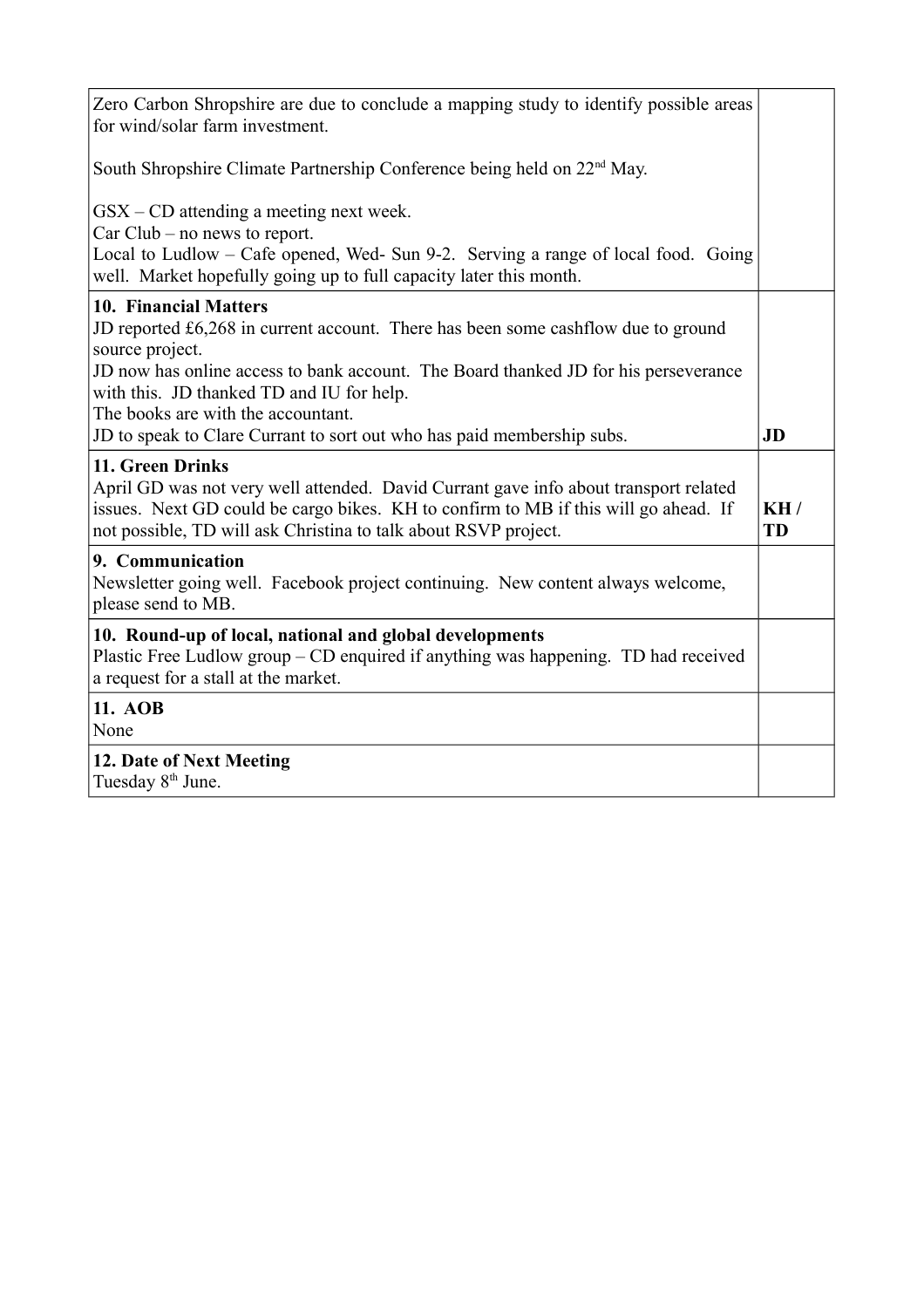| | |
|---|---|
| Zero Carbon Shropshire are due to conclude a mapping study to identify possible areas for wind/solar farm investment.<br><br>South Shropshire Climate Partnership Conference being held on 22nd May.<br><br>GSX – CD attending a meeting next week.<br>Car Club – no news to report.<br>Local to Ludlow – Cafe opened, Wed- Sun 9-2. Serving a range of local food. Going well. Market hopefully going up to full capacity later this month. | |
| **10. Financial Matters**<br>JD reported £6,268 in current account. There has been some cashflow due to ground source project.<br>JD now has online access to bank account. The Board thanked JD for his perseverance with this. JD thanked TD and IU for help.<br>The books are with the accountant.<br>JD to speak to Clare Currant to sort out who has paid membership subs. | **JD** |
| **11. Green Drinks**<br>April GD was not very well attended. David Currant gave info about transport related issues. Next GD could be cargo bikes. KH to confirm to MB if this will go ahead. If not possible, TD will ask Christina to talk about RSVP project. | **KH / TD** |
| **9. Communication**<br>Newsletter going well. Facebook project continuing. New content always welcome, please send to MB. | |
| **10. Round-up of local, national and global developments**<br>Plastic Free Ludlow group – CD enquired if anything was happening. TD had received a request for a stall at the market. | |
| **11. AOB**<br>None | |
| **12. Date of Next Meeting**<br>Tuesday 8th June. | |